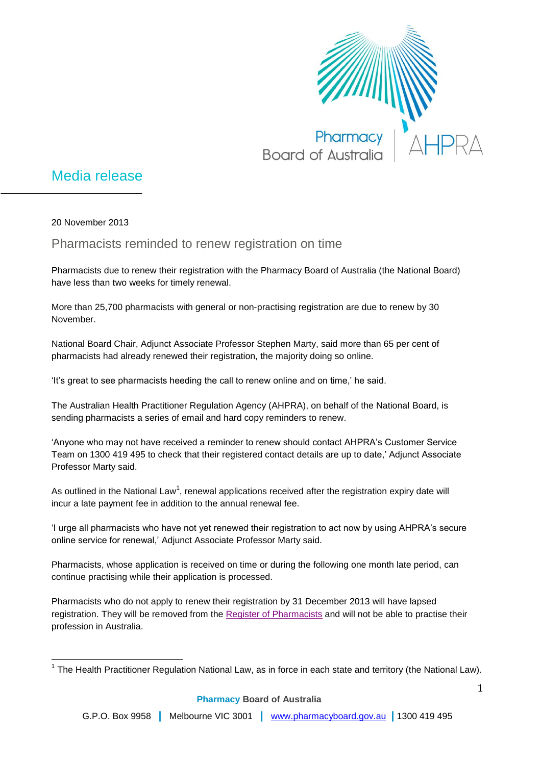Pharmacy Board of Australia | AHPRA

# Media release

20 November 2013

## Pharmacists reminded to renew registration on time

Pharmacists due to renew their registration with the Pharmacy Board of Australia (the National Board) have less than two weeks for timely renewal.

More than 25,700 pharmacists with general or non-practising registration are due to renew by 30 November.

National Board Chair, Adjunct Associate Professor Stephen Marty, said more than 65 per cent of pharmacists had already renewed their registration, the majority doing so online.

'It's great to see pharmacists heeding the call to renew online and on time,' he said.

The Australian Health Practitioner Regulation Agency (AHPRA), on behalf of the National Board, is sending pharmacists a series of email and hard copy reminders to renew.

'Anyone who may not have received a reminder to renew should contact AHPRA's Customer Service Team on 1300 419 495 to check that their registered contact details are up to date,' Adjunct Associate Professor Marty said.

As outlined in the National Law[1], renewal applications received after the registration expiry date will incur a late payment fee in addition to the annual renewal fee.

'I urge all pharmacists who have not yet renewed their registration to act now by using AHPRA's secure online service for renewal,' Adjunct Associate Professor Marty said.

Pharmacists, whose application is received on time or during the following one month late period, can continue practising while their application is processed.

Pharmacists who do not apply to renew their registration by 31 December 2013 will have lapsed registration. They will be removed from the Register of Pharmacists and will not be able to practise their profession in Australia.

[1] The Health Practitioner Regulation National Law, as in force in each state and territory (the National Law).

**Pharmacy Board of Australia**

G.P.O. Box 9958 | Melbourne VIC 3001 | www.pharmacyboard.gov.au | 1300 419 495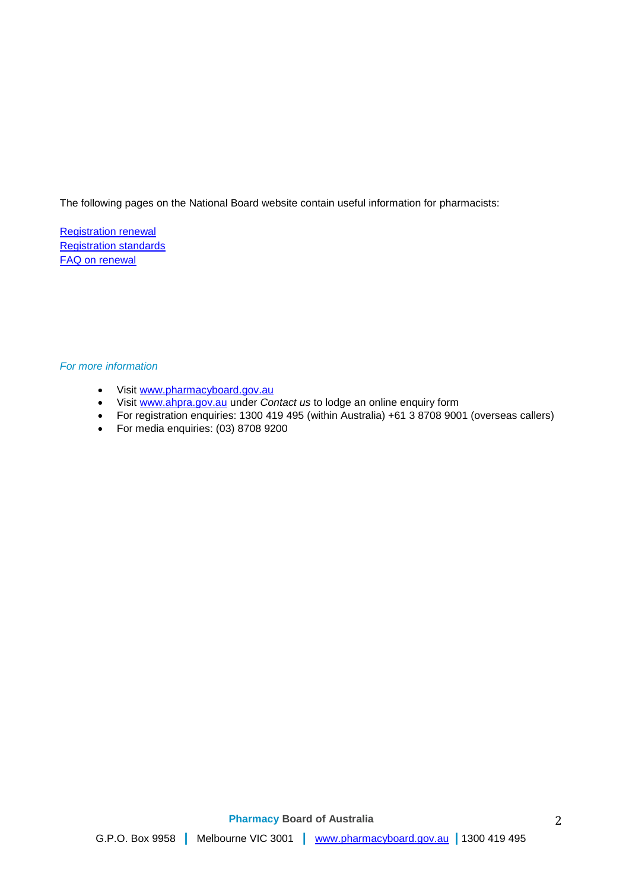The following pages on the National Board website contain useful information for pharmacists:

[Registration renewal](#)
[Registration standards](#)
[FAQ on renewal](#)

*For more information*

- Visit [www.pharmacyboard.gov.au](http://www.pharmacyboard.gov.au)
- Visit [www.ahpra.gov.au](http://www.ahpra.gov.au) under *Contact us* to lodge an online enquiry form
- For registration enquiries: 1300 419 495 (within Australia) +61 3 8708 9001 (overseas callers)
- For media enquiries: (03) 8708 9200